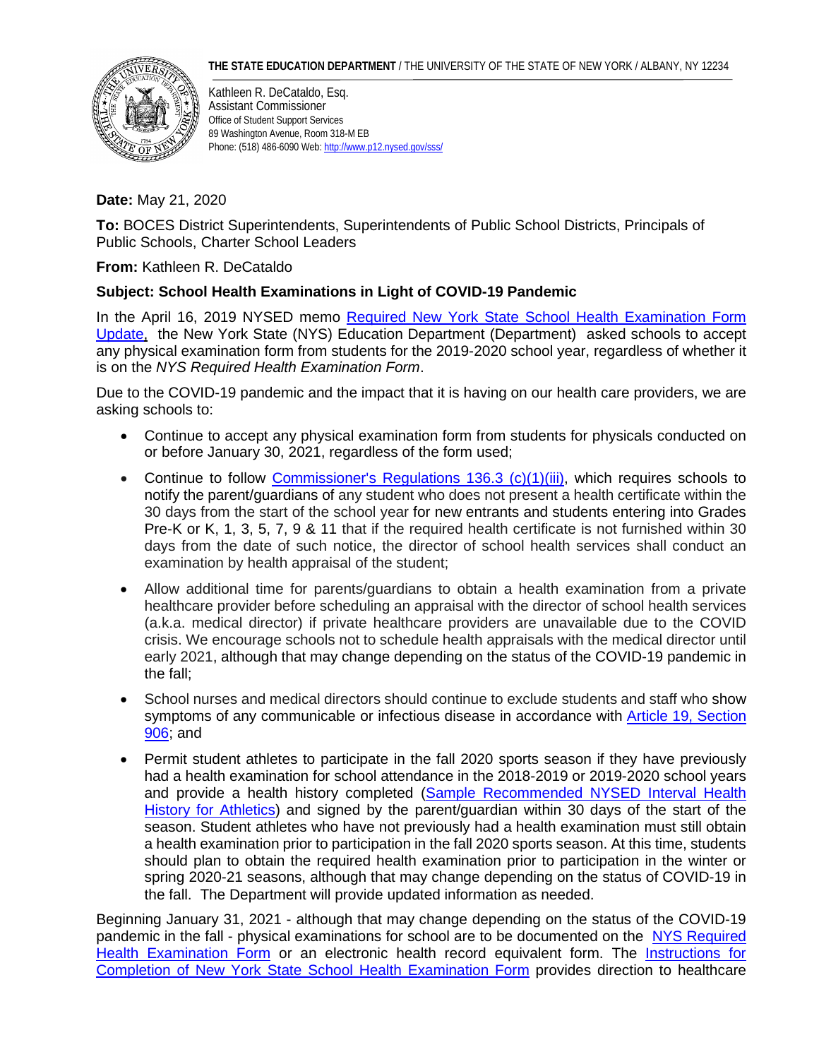**THE STATE EDUCATION DEPARTMENT** / THE UNIVERSITY OF THE STATE OF NEW YORK / ALBANY, NY 12234

Kathleen R. DeCataldo, Esq.
Assistant Commissioner
Office of Student Support Services
89 Washington Avenue, Room 318-M EB
Phone: (518) 486-6090 Web: http://www.p12.nysed.gov/sss/

**Date:** May 21, 2020

**To:** BOCES District Superintendents, Superintendents of Public School Districts, Principals of Public Schools, Charter School Leaders

**From:** Kathleen R. DeCataldo

**Subject: School Health Examinations in Light of COVID-19 Pandemic**

In the April 16, 2019 NYSED memo Required New York State School Health Examination Form Update, the New York State (NYS) Education Department (Department) asked schools to accept any physical examination form from students for the 2019-2020 school year, regardless of whether it is on the *NYS Required Health Examination Form*.

Due to the COVID-19 pandemic and the impact that it is having on our health care providers, we are asking schools to:

- Continue to accept any physical examination form from students for physicals conducted on or before January 30, 2021, regardless of the form used;
- Continue to follow Commissioner's Regulations 136.3 (c)(1)(iii), which requires schools to notify the parent/guardians of any student who does not present a health certificate within the 30 days from the start of the school year for new entrants and students entering into Grades Pre-K or K, 1, 3, 5, 7, 9 & 11 that if the required health certificate is not furnished within 30 days from the date of such notice, the director of school health services shall conduct an examination by health appraisal of the student;
- Allow additional time for parents/guardians to obtain a health examination from a private healthcare provider before scheduling an appraisal with the director of school health services (a.k.a. medical director) if private healthcare providers are unavailable due to the COVID crisis. We encourage schools not to schedule health appraisals with the medical director until early 2021, although that may change depending on the status of the COVID-19 pandemic in the fall;
- School nurses and medical directors should continue to exclude students and staff who show symptoms of any communicable or infectious disease in accordance with Article 19, Section 906; and
- Permit student athletes to participate in the fall 2020 sports season if they have previously had a health examination for school attendance in the 2018-2019 or 2019-2020 school years and provide a health history completed (Sample Recommended NYSED Interval Health History for Athletics) and signed by the parent/guardian within 30 days of the start of the season. Student athletes who have not previously had a health examination must still obtain a health examination prior to participation in the fall 2020 sports season. At this time, students should plan to obtain the required health examination prior to participation in the winter or spring 2020-21 seasons, although that may change depending on the status of COVID-19 in the fall. The Department will provide updated information as needed.

Beginning January 31, 2021 - although that may change depending on the status of the COVID-19 pandemic in the fall - physical examinations for school are to be documented on the NYS Required Health Examination Form or an electronic health record equivalent form. The Instructions for Completion of New York State School Health Examination Form provides direction to healthcare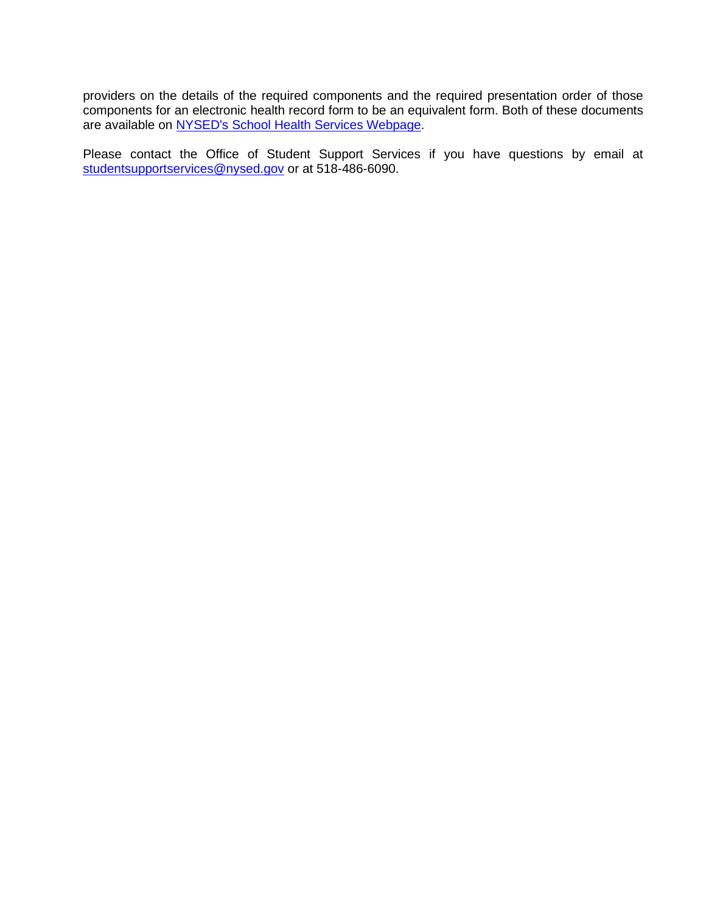providers on the details of the required components and the required presentation order of those components for an electronic health record form to be an equivalent form. Both of these documents are available on [NYSED's School Health Services Webpage](#).

Please contact the Office of Student Support Services if you have questions by email at [studentsupportservices@nysed.gov](mailto:studentsupportservices@nysed.gov) or at 518-486-6090.